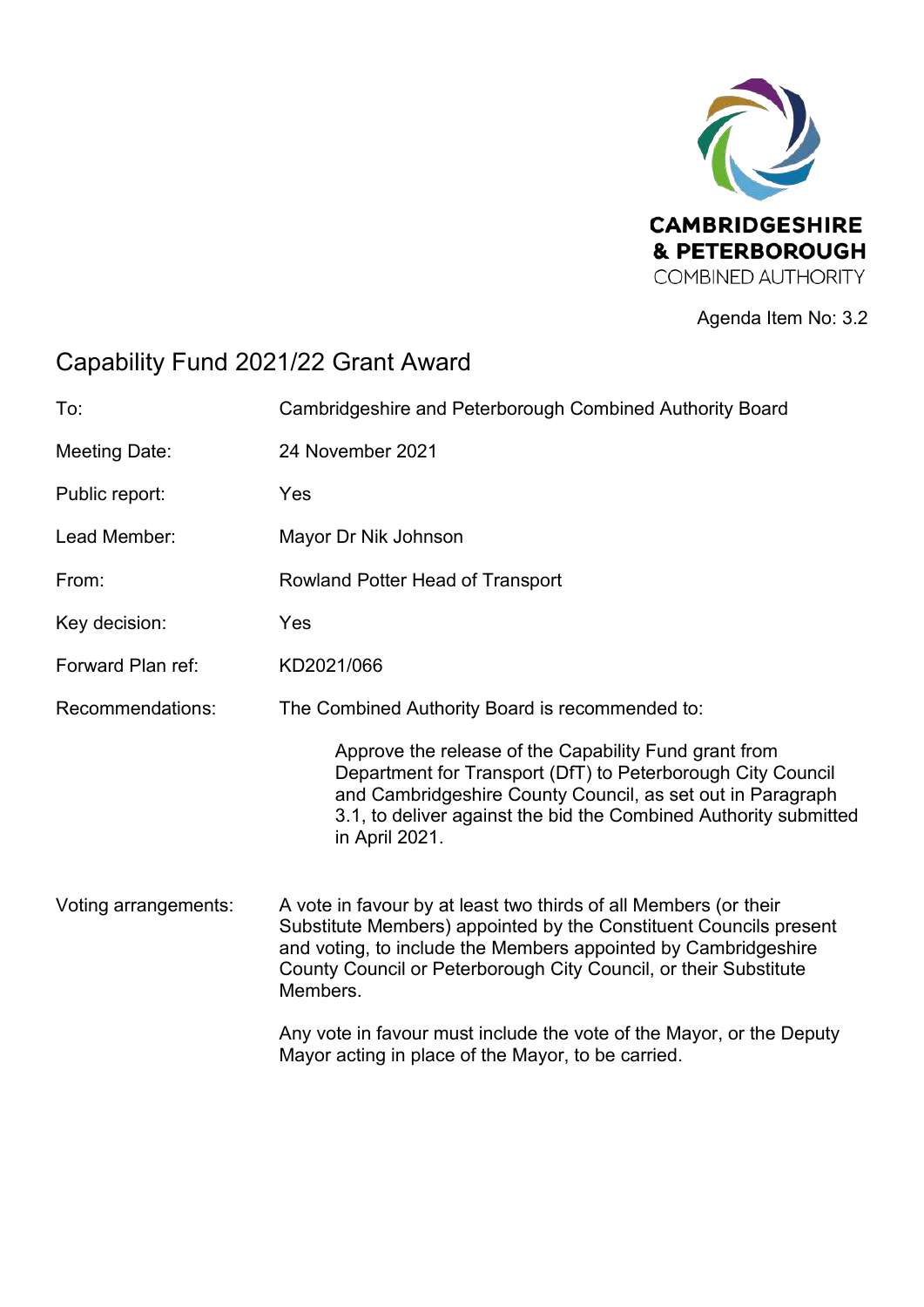CAMBRIDGESHIRE & PETERBOROUGH COMBINED AUTHORITY

Agenda Item No: 3.2

# Capability Fund 2021/22 Grant Award

| | |
|---|---|
| To: | Cambridgeshire and Peterborough Combined Authority Board |
| Meeting Date: | 24 November 2021 |
| Public report: | Yes |
| Lead Member: | Mayor Dr Nik Johnson |
| From: | Rowland Potter Head of Transport |
| Key decision: | Yes |
| Forward Plan ref: | KD2021/066 |
| Recommendations: | The Combined Authority Board is recommended to:<br><br>Approve the release of the Capability Fund grant from Department for Transport (DfT) to Peterborough City Council and Cambridgeshire County Council, as set out in Paragraph 3.1, to deliver against the bid the Combined Authority submitted in April 2021. |
| Voting arrangements: | A vote in favour by at least two thirds of all Members (or their Substitute Members) appointed by the Constituent Councils present and voting, to include the Members appointed by Cambridgeshire County Council or Peterborough City Council, or their Substitute Members.<br><br>Any vote in favour must include the vote of the Mayor, or the Deputy Mayor acting in place of the Mayor, to be carried. |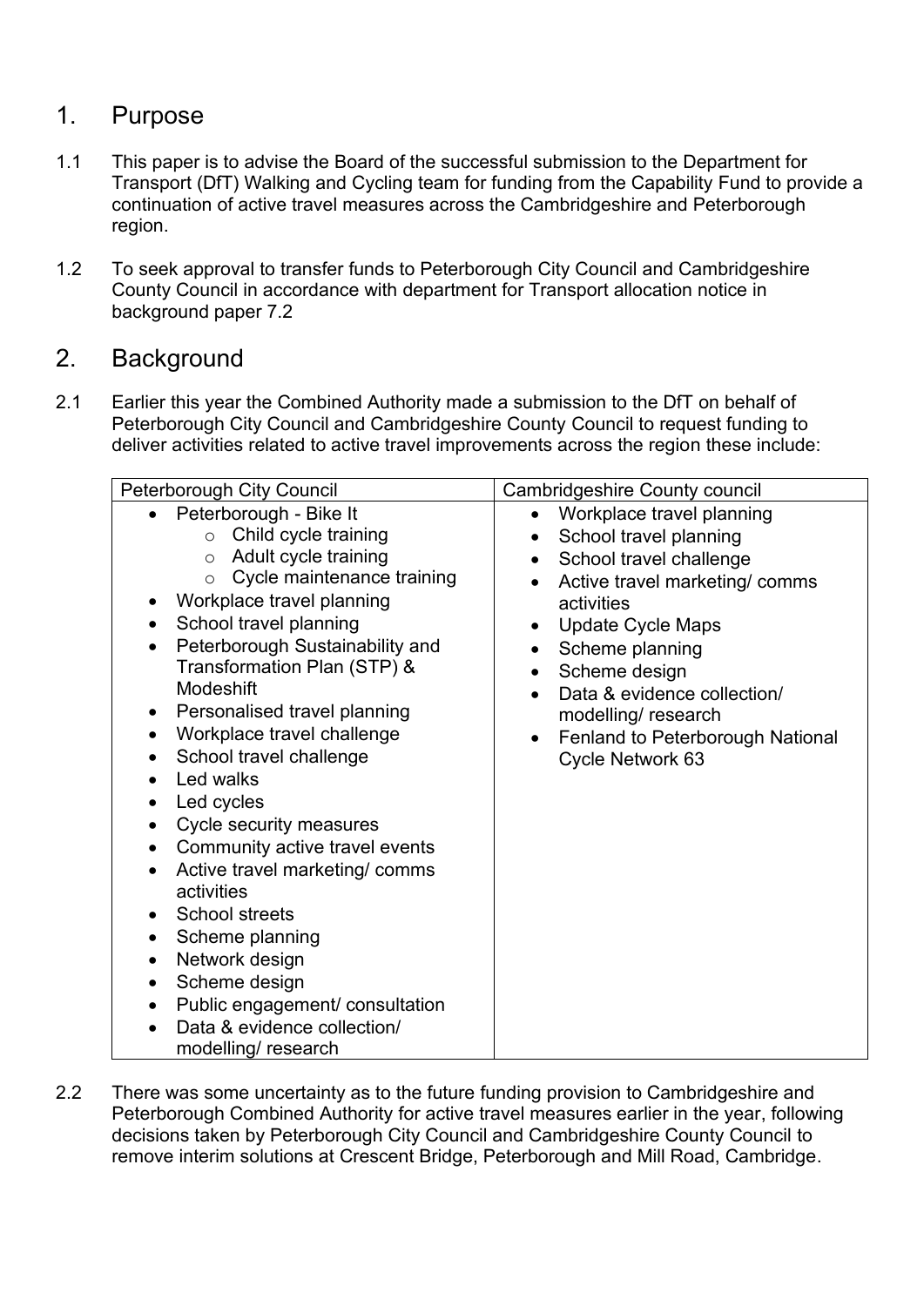## 1. Purpose

1.1 This paper is to advise the Board of the successful submission to the Department for Transport (DfT) Walking and Cycling team for funding from the Capability Fund to provide a continuation of active travel measures across the Cambridgeshire and Peterborough region.

1.2 To seek approval to transfer funds to Peterborough City Council and Cambridgeshire County Council in accordance with department for Transport allocation notice in background paper 7.2

## 2. Background

2.1 Earlier this year the Combined Authority made a submission to the DfT on behalf of Peterborough City Council and Cambridgeshire County Council to request funding to deliver activities related to active travel improvements across the region these include:

| Peterborough City Council | Cambridgeshire County council |
|---|---|
| • Peterborough - Bike It<br>  ○ Child cycle training<br>  ○ Adult cycle training<br>  ○ Cycle maintenance training<br>• Workplace travel planning<br>• School travel planning<br>• Peterborough Sustainability and Transformation Plan (STP) & Modeshift<br>• Personalised travel planning<br>• Workplace travel challenge<br>• School travel challenge<br>• Led walks<br>• Led cycles<br>• Cycle security measures<br>• Community active travel events<br>• Active travel marketing/ comms activities<br>• School streets<br>• Scheme planning<br>• Network design<br>• Scheme design<br>• Public engagement/ consultation<br>• Data & evidence collection/ modelling/ research | • Workplace travel planning<br>• School travel planning<br>• School travel challenge<br>• Active travel marketing/ comms activities<br>• Update Cycle Maps<br>• Scheme planning<br>• Scheme design<br>• Data & evidence collection/ modelling/ research<br>• Fenland to Peterborough National Cycle Network 63 |

2.2 There was some uncertainty as to the future funding provision to Cambridgeshire and Peterborough Combined Authority for active travel measures earlier in the year, following decisions taken by Peterborough City Council and Cambridgeshire County Council to remove interim solutions at Crescent Bridge, Peterborough and Mill Road, Cambridge.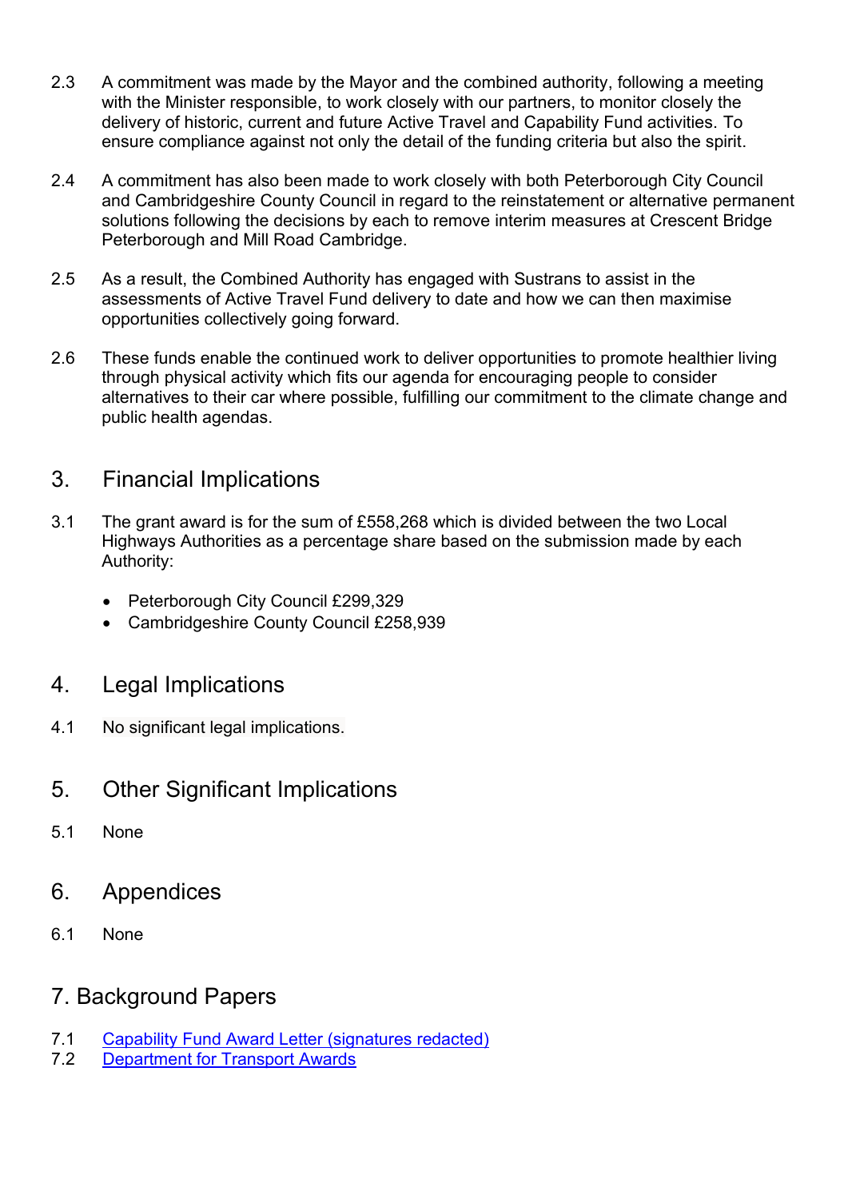2.3 A commitment was made by the Mayor and the combined authority, following a meeting with the Minister responsible, to work closely with our partners, to monitor closely the delivery of historic, current and future Active Travel and Capability Fund activities. To ensure compliance against not only the detail of the funding criteria but also the spirit.

2.4 A commitment has also been made to work closely with both Peterborough City Council and Cambridgeshire County Council in regard to the reinstatement or alternative permanent solutions following the decisions by each to remove interim measures at Crescent Bridge Peterborough and Mill Road Cambridge.

2.5 As a result, the Combined Authority has engaged with Sustrans to assist in the assessments of Active Travel Fund delivery to date and how we can then maximise opportunities collectively going forward.

2.6 These funds enable the continued work to deliver opportunities to promote healthier living through physical activity which fits our agenda for encouraging people to consider alternatives to their car where possible, fulfilling our commitment to the climate change and public health agendas.

## 3. Financial Implications

3.1 The grant award is for the sum of £558,268 which is divided between the two Local Highways Authorities as a percentage share based on the submission made by each Authority:

- Peterborough City Council £299,329
- Cambridgeshire County Council £258,939

## 4. Legal Implications

4.1 No significant legal implications.

## 5. Other Significant Implications

5.1 None

## 6. Appendices

6.1 None

## 7. Background Papers

7.1 Capability Fund Award Letter (signatures redacted)
7.2 Department for Transport Awards